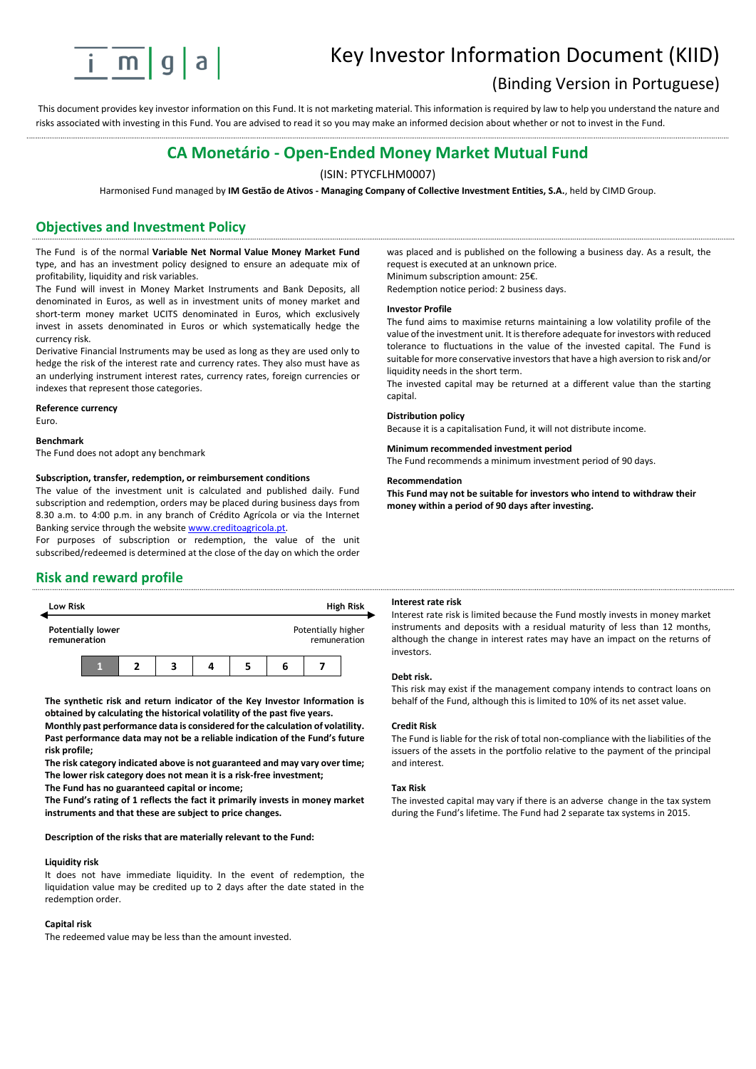# Key Investor Information Document (KIID)

(Binding Version in Portuguese)

This document provides key investor information on this Fund. It is not marketing material. This information is required by law to help you understand the nature and risks associated with investing in this Fund. You are advised to read it so you may make an informed decision about whether or not to invest in the Fund.

## CA Monetário - Open-Ended Money Market Mutual Fund

(ISIN: PTYCFLHM0007)

Harmonised Fund managed by **IM Gestão de Ativos - Managing Company of Collective Investment Entities, S.A.**, held by CIMD Group.

## Objectives and Investment Policy

The Fund is of the normal **Variable Net Normal Value Money Market Fund** type, and has an investment policy designed to ensure an adequate mix of profitability, liquidity and risk variables.

The Fund will invest in Money Market Instruments and Bank Deposits, all denominated in Euros, as well as in investment units of money market and short-term money market UCITS denominated in Euros, which exclusively invest in assets denominated in Euros or which systematically hedge the currency risk.

Derivative Financial Instruments may be used as long as they are used only to hedge the risk of the interest rate and currency rates. They also must have as an underlying instrument interest rates, currency rates, foreign currencies or indexes that represent those categories.

**Reference currency**

Euro.

**Benchmark**

The Fund does not adopt any benchmark

**Subscription, transfer, redemption, or reimbursement conditions**

The value of the investment unit is calculated and published daily. Fund subscription and redemption, orders may be placed during business days from 8.30 a.m. to 4:00 p.m. in any branch of Crédito Agrícola or via the Internet Banking service through the website www.creditoagricola.pt.

For purposes of subscription or redemption, the value of the unit subscribed/redeemed is determined at the close of the day on which the order was placed and is published on the following a business day. As a result, the request is executed at an unknown price.

Minimum subscription amount: 25€.

Redemption notice period: 2 business days.

**Investor Profile**

The fund aims to maximise returns maintaining a low volatility profile of the value of the investment unit. It is therefore adequate for investors with reduced tolerance to fluctuations in the value of the invested capital. The Fund is suitable for more conservative investors that have a high aversion to risk and/or liquidity needs in the short term.

The invested capital may be returned at a different value than the starting capital.

**Distribution policy**

Because it is a capitalisation Fund, it will not distribute income.

**Minimum recommended investment period**

The Fund recommends a minimum investment period of 90 days.

**Recommendation**

**This Fund may not be suitable for investors who intend to withdraw their money within a period of 90 days after investing.**

## Risk and reward profile

| Low Risk | | | | | | High Risk |
|---|---|---|---|---|---|---|
| Potentially lower remuneration | | | | | | Potentially higher remuneration |
| **1** | 2 | 3 | 4 | 5 | 6 | 7 |

**The synthetic risk and return indicator of the Key Investor Information is obtained by calculating the historical volatility of the past five years.**
**Monthly past performance data is considered for the calculation of volatility.**
**Past performance data may not be a reliable indication of the Fund's future risk profile;**
**The risk category indicated above is not guaranteed and may vary over time;**
**The lower risk category does not mean it is a risk-free investment;**
**The Fund has no guaranteed capital or income;**
**The Fund's rating of 1 reflects the fact it primarily invests in money market instruments and that these are subject to price changes.**

**Description of the risks that are materially relevant to the Fund:**

**Liquidity risk**

It does not have immediate liquidity. In the event of redemption, the liquidation value may be credited up to 2 days after the date stated in the redemption order.

**Capital risk**

The redeemed value may be less than the amount invested.

**Interest rate risk**

Interest rate risk is limited because the Fund mostly invests in money market instruments and deposits with a residual maturity of less than 12 months, although the change in interest rates may have an impact on the returns of investors.

**Debt risk.**

This risk may exist if the management company intends to contract loans on behalf of the Fund, although this is limited to 10% of its net asset value.

**Credit Risk**

The Fund is liable for the risk of total non-compliance with the liabilities of the issuers of the assets in the portfolio relative to the payment of the principal and interest.

**Tax Risk**

The invested capital may vary if there is an adverse change in the tax system during the Fund's lifetime. The Fund had 2 separate tax systems in 2015.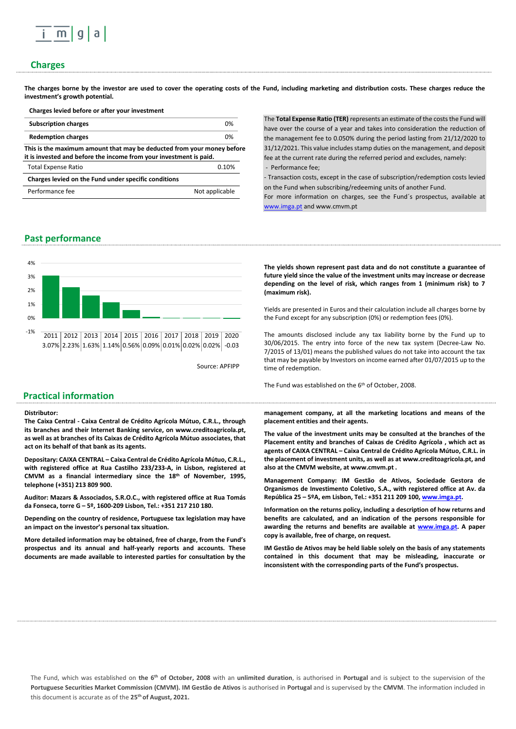## Charges

**The charges borne by the investor are used to cover the operating costs of the Fund, including marketing and distribution costs. These charges reduce the investment's growth potential.**

| Charges levied before or after your investment | |
|---|---|
| **Subscription charges** | 0% |
| **Redemption charges** | 0% |
| **This is the maximum amount that may be deducted from your money before it is invested and before the income from your investment is paid.** | |
| Total Expense Ratio | 0.10% |
| **Charges levied on the Fund under specific conditions** | |
| Performance fee | Not applicable |

The **Total Expense Ratio (TER)** represents an estimate of the costs the Fund will have over the course of a year and takes into consideration the reduction of the management fee to 0.050% during the period lasting from 21/12/2020 to 31/12/2021. This value includes stamp duties on the management, and deposit fee at the current rate during the referred period and excludes, namely:
- Performance fee;
- Transaction costs, except in the case of subscription/redemption costs levied on the Fund when subscribing/redeeming units of another Fund.

For more information on charges, see the Fund´s prospectus, available at www.imga.pt and www.cmvm.pt

## Past performance

4%
3%
2%
1%
0%
-1%

2011 2012 2013 2014 2015 2016 2017 2018 2019 2020
3.07% 2.23% 1.63% 1.14% 0.56% 0.09% 0.01% 0.02% 0.02% -0.03

Source: APFIPP

**The yields shown represent past data and do not constitute a guarantee of future yield since the value of the investment units may increase or decrease depending on the level of risk, which ranges from 1 (minimum risk) to 7 (maximum risk).**

Yields are presented in Euros and their calculation include all charges borne by the Fund except for any subscription (0%) or redemption fees (0%).

The amounts disclosed include any tax liability borne by the Fund up to 30/06/2015. The entry into force of the new tax system (Decree-Law No. 7/2015 of 13/01) means the published values do not take into account the tax that may be payable by Investors on income earned after 01/07/2015 up to the time of redemption.

The Fund was established on the 6th of October, 2008.

## Practical information

**Distributor:**
**The Caixa Central - Caixa Central de Crédito Agrícola Mútuo, C.R.L., through its branches and their Internet Banking service, on www.creditoagricola.pt, as well as at branches of its Caixas de Crédito Agrícola Mútuo associates, that act on its behalf of that bank as its agents.**

**Depositary: CAIXA CENTRAL – Caixa Central de Crédito Agrícola Mútuo, C.R.L., with registered office at Rua Castilho 233/233-A, in Lisbon, registered at CMVM as a financial intermediary since the 18th of November, 1995, telephone (+351) 213 809 900.**

**Auditor: Mazars & Associados, S.R.O.C., with registered office at Rua Tomás da Fonseca, torre G – 5º, 1600-209 Lisbon, Tel.: +351 217 210 180.**

**Depending on the country of residence, Portuguese tax legislation may have an impact on the investor's personal tax situation.**

**More detailed information may be obtained, free of charge, from the Fund's prospectus and its annual and half-yearly reports and accounts. These documents are made available to interested parties for consultation by the management company, at all the marketing locations and means of the placement entities and their agents.**

**The value of the investment units may be consulted at the branches of the Placement entity and branches of Caixas de Crédito Agrícola , which act as agents of CAIXA CENTRAL – Caixa Central de Crédito Agrícola Mútuo, C.R.L. in the placement of investment units, as well as at www.creditoagricola.pt, and also at the CMVM website, at www.cmvm.pt .**

**Management Company: IM Gestão de Ativos, Sociedade Gestora de Organismos de Investimento Coletivo, S.A., with registered office at Av. da República 25 – 5ºA, em Lisbon, Tel.: +351 211 209 100, www.imga.pt.**

**Information on the returns policy, including a description of how returns and benefits are calculated, and an indication of the persons responsible for awarding the returns and benefits are available at www.imga.pt. A paper copy is available, free of charge, on request.**

**IM Gestão de Ativos may be held liable solely on the basis of any statements contained in this document that may be misleading, inaccurate or inconsistent with the corresponding parts of the Fund's prospectus.**

The Fund, which was established on **the 6th of October, 2008** with an **unlimited duration**, is authorised in **Portugal** and is subject to the supervision of the **Portuguese Securities Market Commission (CMVM). IM Gestão de Ativos** is authorised in **Portugal** and is supervised by the **CMVM**. The information included in this document is accurate as of the **25th of August, 2021.**